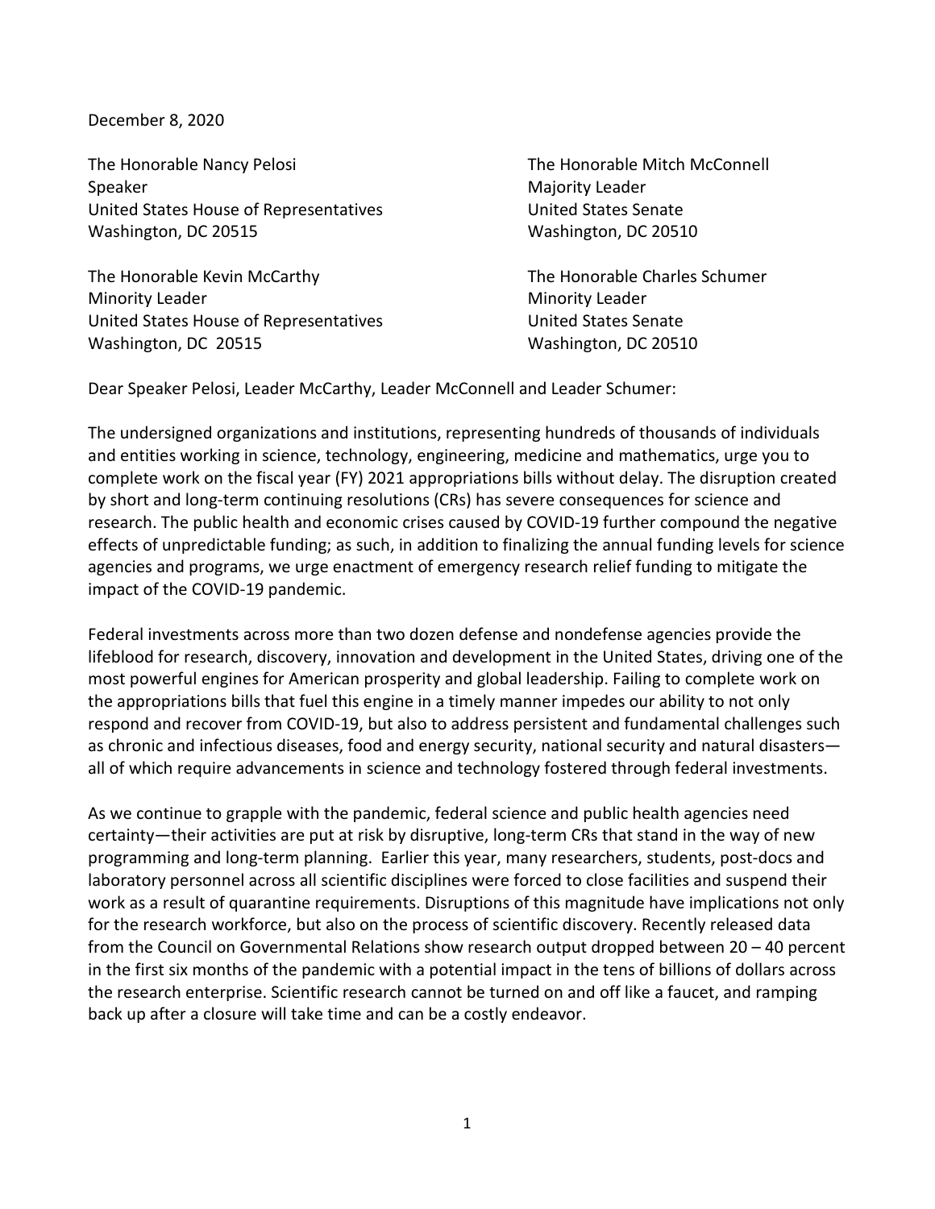December 8, 2020

The Honorable Nancy Pelosi
Speaker
United States House of Representatives
Washington, DC 20515

The Honorable Mitch McConnell
Majority Leader
United States Senate
Washington, DC 20510

The Honorable Kevin McCarthy
Minority Leader
United States House of Representatives
Washington, DC 20515

The Honorable Charles Schumer
Minority Leader
United States Senate
Washington, DC 20510

Dear Speaker Pelosi, Leader McCarthy, Leader McConnell and Leader Schumer:

The undersigned organizations and institutions, representing hundreds of thousands of individuals and entities working in science, technology, engineering, medicine and mathematics, urge you to complete work on the fiscal year (FY) 2021 appropriations bills without delay. The disruption created by short and long-term continuing resolutions (CRs) has severe consequences for science and research. The public health and economic crises caused by COVID-19 further compound the negative effects of unpredictable funding; as such, in addition to finalizing the annual funding levels for science agencies and programs, we urge enactment of emergency research relief funding to mitigate the impact of the COVID-19 pandemic.

Federal investments across more than two dozen defense and nondefense agencies provide the lifeblood for research, discovery, innovation and development in the United States, driving one of the most powerful engines for American prosperity and global leadership. Failing to complete work on the appropriations bills that fuel this engine in a timely manner impedes our ability to not only respond and recover from COVID-19, but also to address persistent and fundamental challenges such as chronic and infectious diseases, food and energy security, national security and natural disasters—all of which require advancements in science and technology fostered through federal investments.

As we continue to grapple with the pandemic, federal science and public health agencies need certainty—their activities are put at risk by disruptive, long-term CRs that stand in the way of new programming and long-term planning. Earlier this year, many researchers, students, post-docs and laboratory personnel across all scientific disciplines were forced to close facilities and suspend their work as a result of quarantine requirements. Disruptions of this magnitude have implications not only for the research workforce, but also on the process of scientific discovery. Recently released data from the Council on Governmental Relations show research output dropped between 20 – 40 percent in the first six months of the pandemic with a potential impact in the tens of billions of dollars across the research enterprise. Scientific research cannot be turned on and off like a faucet, and ramping back up after a closure will take time and can be a costly endeavor.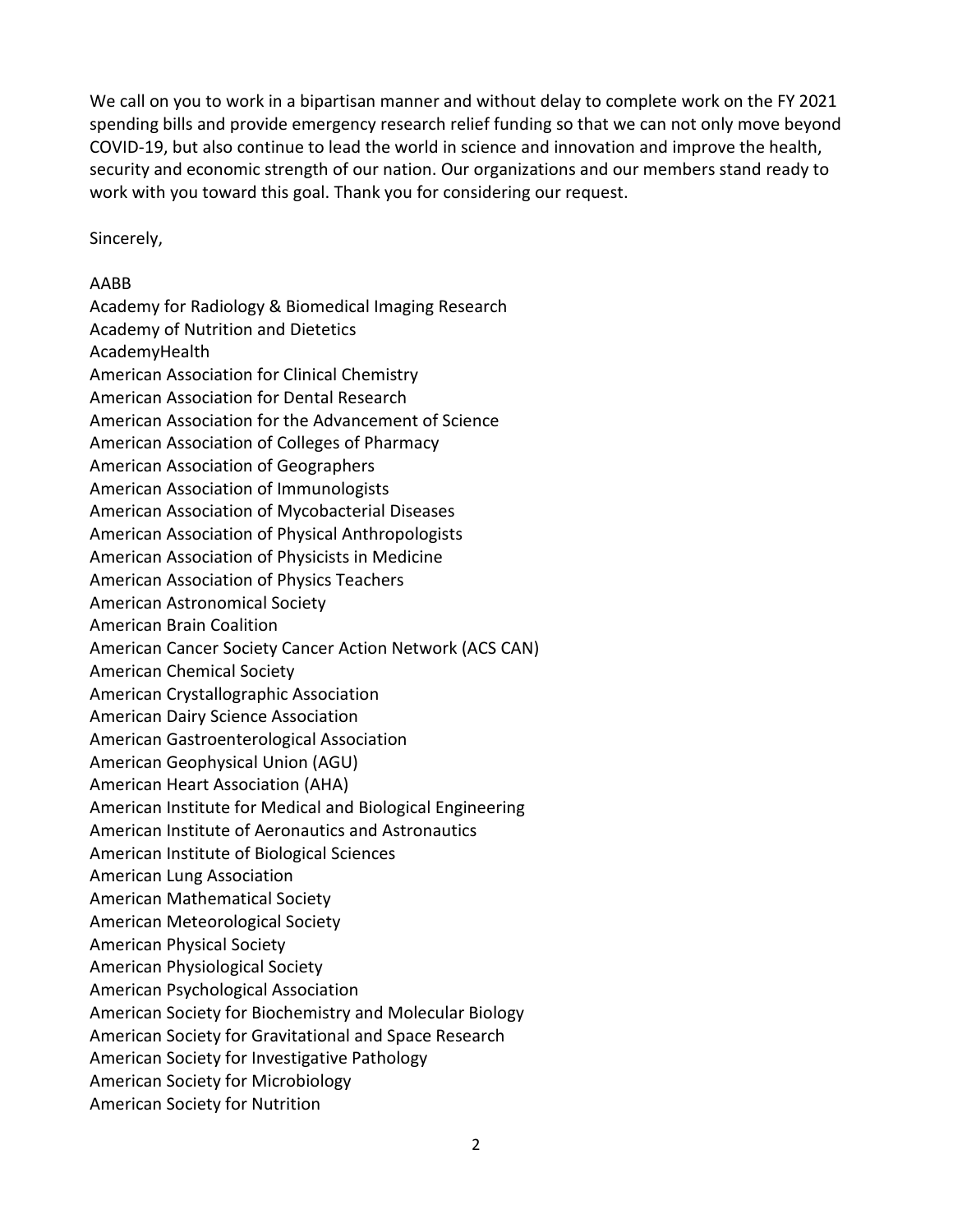We call on you to work in a bipartisan manner and without delay to complete work on the FY 2021 spending bills and provide emergency research relief funding so that we can not only move beyond COVID-19, but also continue to lead the world in science and innovation and improve the health, security and economic strength of our nation. Our organizations and our members stand ready to work with you toward this goal. Thank you for considering our request.

Sincerely,

AABB
Academy for Radiology & Biomedical Imaging Research
Academy of Nutrition and Dietetics
AcademyHealth
American Association for Clinical Chemistry
American Association for Dental Research
American Association for the Advancement of Science
American Association of Colleges of Pharmacy
American Association of Geographers
American Association of Immunologists
American Association of Mycobacterial Diseases
American Association of Physical Anthropologists
American Association of Physicists in Medicine
American Association of Physics Teachers
American Astronomical Society
American Brain Coalition
American Cancer Society Cancer Action Network (ACS CAN)
American Chemical Society
American Crystallographic Association
American Dairy Science Association
American Gastroenterological Association
American Geophysical Union (AGU)
American Heart Association (AHA)
American Institute for Medical and Biological Engineering
American Institute of Aeronautics and Astronautics
American Institute of Biological Sciences
American Lung Association
American Mathematical Society
American Meteorological Society
American Physical Society
American Physiological Society
American Psychological Association
American Society for Biochemistry and Molecular Biology
American Society for Gravitational and Space Research
American Society for Investigative Pathology
American Society for Microbiology
American Society for Nutrition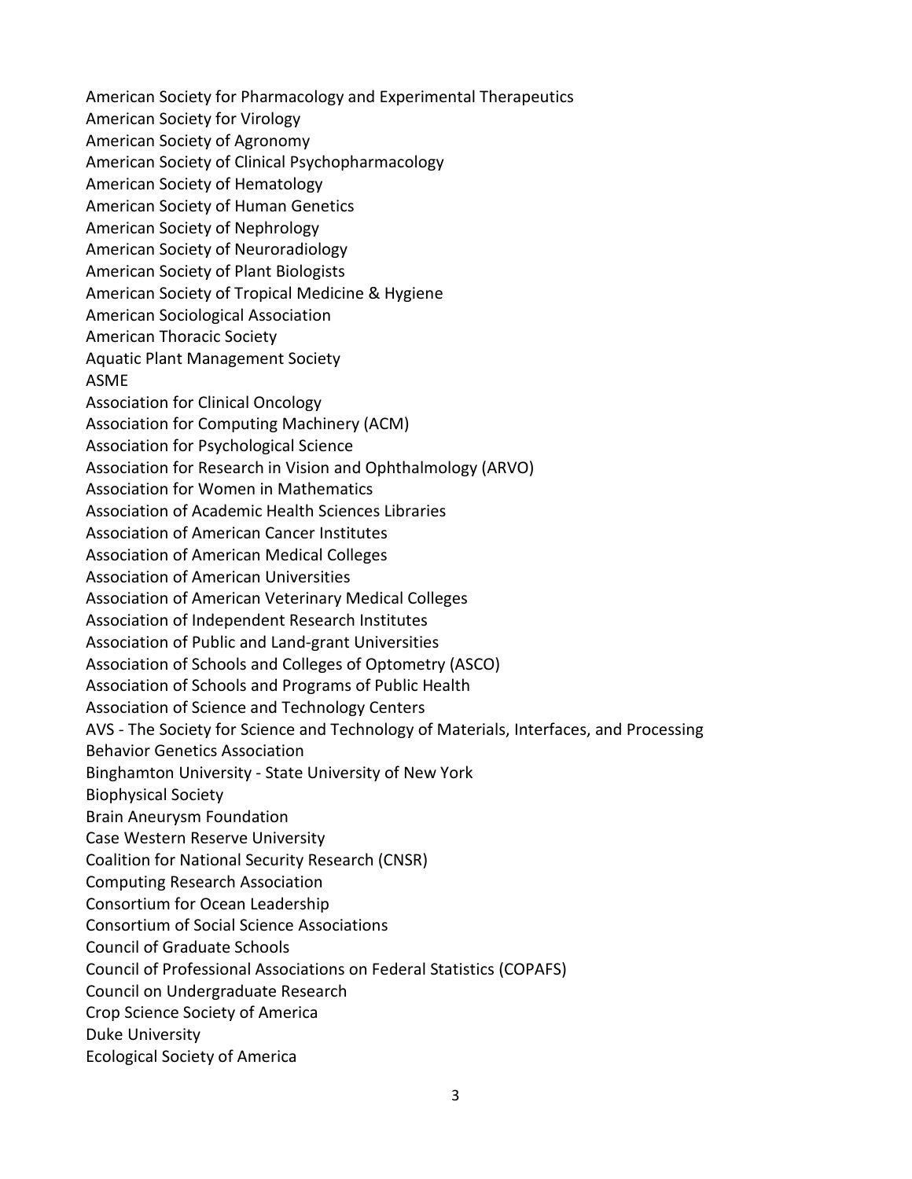American Society for Pharmacology and Experimental Therapeutics
American Society for Virology
American Society of Agronomy
American Society of Clinical Psychopharmacology
American Society of Hematology
American Society of Human Genetics
American Society of Nephrology
American Society of Neuroradiology
American Society of Plant Biologists
American Society of Tropical Medicine & Hygiene
American Sociological Association
American Thoracic Society
Aquatic Plant Management Society
ASME
Association for Clinical Oncology
Association for Computing Machinery (ACM)
Association for Psychological Science
Association for Research in Vision and Ophthalmology (ARVO)
Association for Women in Mathematics
Association of Academic Health Sciences Libraries
Association of American Cancer Institutes
Association of American Medical Colleges
Association of American Universities
Association of American Veterinary Medical Colleges
Association of Independent Research Institutes
Association of Public and Land-grant Universities
Association of Schools and Colleges of Optometry (ASCO)
Association of Schools and Programs of Public Health
Association of Science and Technology Centers
AVS - The Society for Science and Technology of Materials, Interfaces, and Processing
Behavior Genetics Association
Binghamton University - State University of New York
Biophysical Society
Brain Aneurysm Foundation
Case Western Reserve University
Coalition for National Security Research (CNSR)
Computing Research Association
Consortium for Ocean Leadership
Consortium of Social Science Associations
Council of Graduate Schools
Council of Professional Associations on Federal Statistics (COPAFS)
Council on Undergraduate Research
Crop Science Society of America
Duke University
Ecological Society of America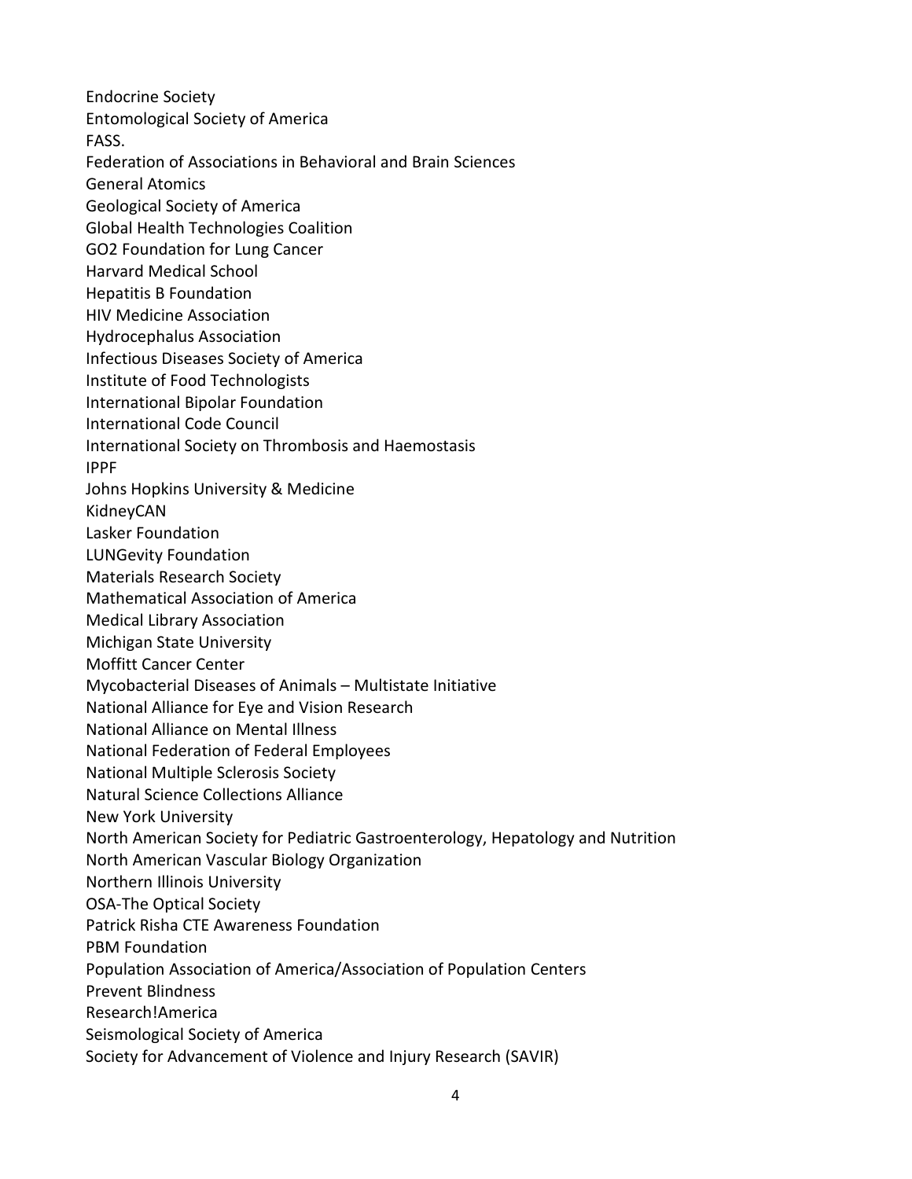Endocrine Society
Entomological Society of America
FASS.
Federation of Associations in Behavioral and Brain Sciences
General Atomics
Geological Society of America
Global Health Technologies Coalition
GO2 Foundation for Lung Cancer
Harvard Medical School
Hepatitis B Foundation
HIV Medicine Association
Hydrocephalus Association
Infectious Diseases Society of America
Institute of Food Technologists
International Bipolar Foundation
International Code Council
International Society on Thrombosis and Haemostasis
IPPF
Johns Hopkins University & Medicine
KidneyCAN
Lasker Foundation
LUNGevity Foundation
Materials Research Society
Mathematical Association of America
Medical Library Association
Michigan State University
Moffitt Cancer Center
Mycobacterial Diseases of Animals – Multistate Initiative
National Alliance for Eye and Vision Research
National Alliance on Mental Illness
National Federation of Federal Employees
National Multiple Sclerosis Society
Natural Science Collections Alliance
New York University
North American Society for Pediatric Gastroenterology, Hepatology and Nutrition
North American Vascular Biology Organization
Northern Illinois University
OSA-The Optical Society
Patrick Risha CTE Awareness Foundation
PBM Foundation
Population Association of America/Association of Population Centers
Prevent Blindness
Research!America
Seismological Society of America
Society for Advancement of Violence and Injury Research (SAVIR)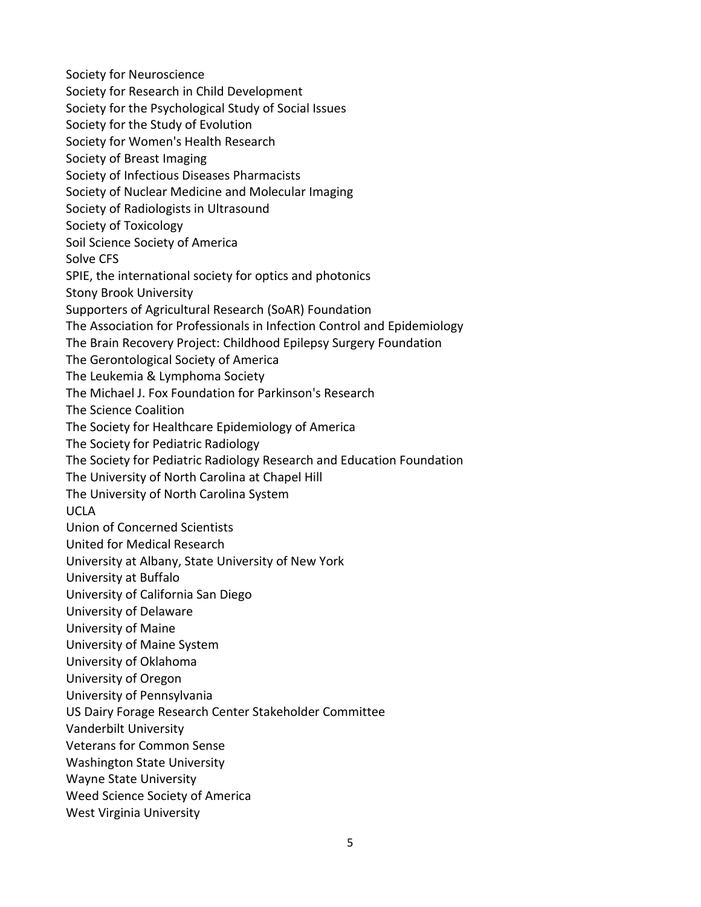Society for Neuroscience
Society for Research in Child Development
Society for the Psychological Study of Social Issues
Society for the Study of Evolution
Society for Women's Health Research
Society of Breast Imaging
Society of Infectious Diseases Pharmacists
Society of Nuclear Medicine and Molecular Imaging
Society of Radiologists in Ultrasound
Society of Toxicology
Soil Science Society of America
Solve CFS
SPIE, the international society for optics and photonics
Stony Brook University
Supporters of Agricultural Research (SoAR) Foundation
The Association for Professionals in Infection Control and Epidemiology
The Brain Recovery Project: Childhood Epilepsy Surgery Foundation
The Gerontological Society of America
The Leukemia & Lymphoma Society
The Michael J. Fox Foundation for Parkinson's Research
The Science Coalition
The Society for Healthcare Epidemiology of America
The Society for Pediatric Radiology
The Society for Pediatric Radiology Research and Education Foundation
The University of North Carolina at Chapel Hill
The University of North Carolina System
UCLA
Union of Concerned Scientists
United for Medical Research
University at Albany, State University of New York
University at Buffalo
University of California San Diego
University of Delaware
University of Maine
University of Maine System
University of Oklahoma
University of Oregon
University of Pennsylvania
US Dairy Forage Research Center Stakeholder Committee
Vanderbilt University
Veterans for Common Sense
Washington State University
Wayne State University
Weed Science Society of America
West Virginia University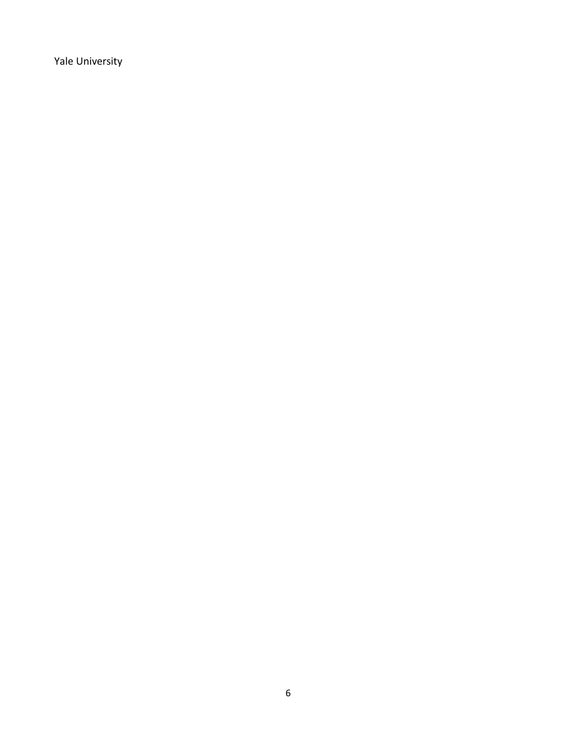Yale University